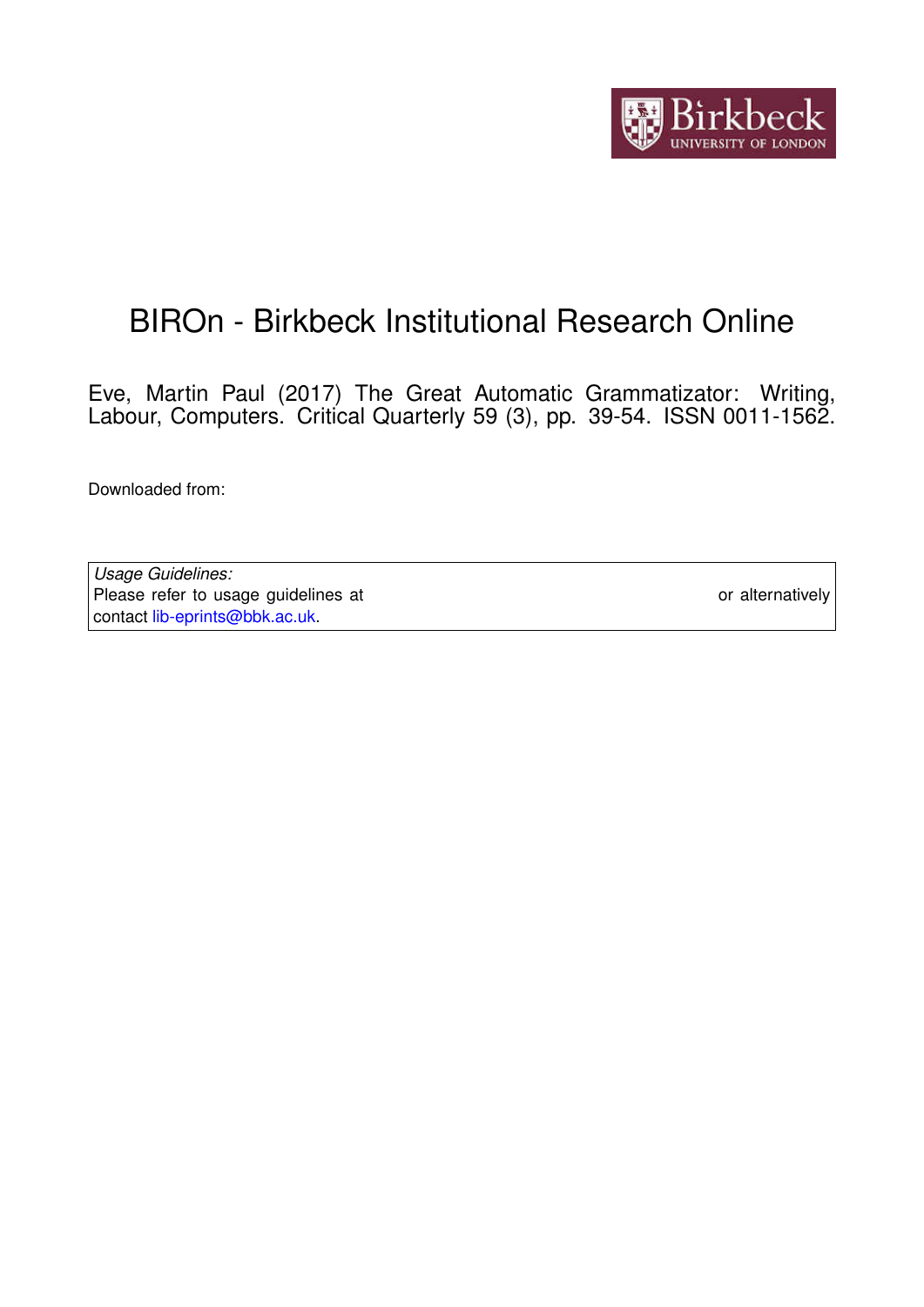# BIROn - Birkbeck Institutional Research Online

Eve, Martin Paul (2017) The Great Automatic Grammatizator: Writing, Labour, Computers. Critical Quarterly 59 (3), pp. 39-54. ISSN 0011-1562.

Downloaded from:

*Usage Guidelines:*
Please refer to usage guidelines at or alternatively contact lib-eprints@bbk.ac.uk.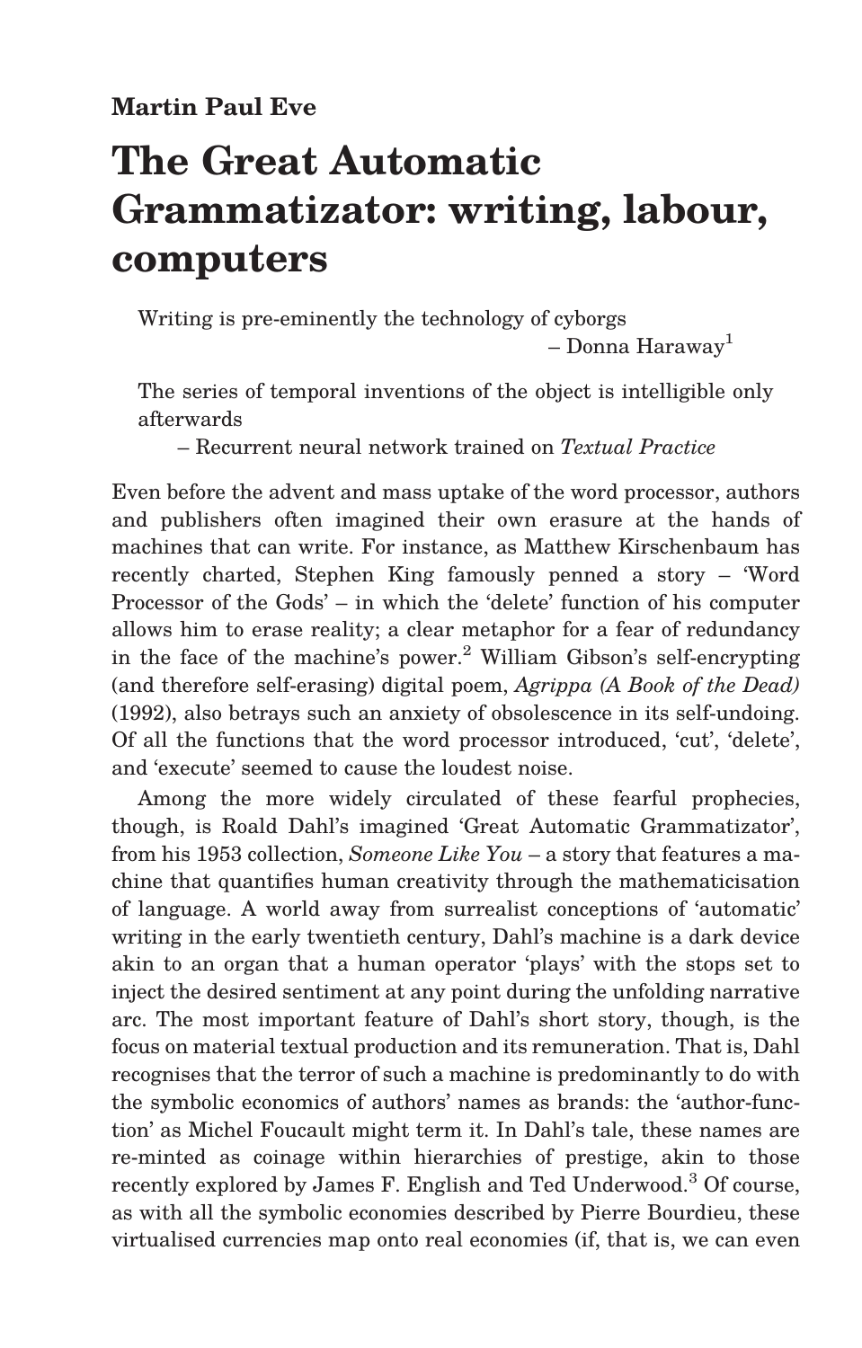**Martin Paul Eve**

# The Great Automatic Grammatizator: writing, labour, computers

> Writing is pre-eminently the technology of cyborgs
> – Donna Haraway[1]

> The series of temporal inventions of the object is intelligible only afterwards
> – Recurrent neural network trained on *Textual Practice*

Even before the advent and mass uptake of the word processor, authors and publishers often imagined their own erasure at the hands of machines that can write. For instance, as Matthew Kirschenbaum has recently charted, Stephen King famously penned a story – 'Word Processor of the Gods' – in which the 'delete' function of his computer allows him to erase reality; a clear metaphor for a fear of redundancy in the face of the machine's power.[2] William Gibson's self-encrypting (and therefore self-erasing) digital poem, *Agrippa (A Book of the Dead)* (1992), also betrays such an anxiety of obsolescence in its self-undoing. Of all the functions that the word processor introduced, 'cut', 'delete', and 'execute' seemed to cause the loudest noise.

Among the more widely circulated of these fearful prophecies, though, is Roald Dahl's imagined 'Great Automatic Grammatizator', from his 1953 collection, *Someone Like You* – a story that features a machine that quantifies human creativity through the mathematicisation of language. A world away from surrealist conceptions of 'automatic' writing in the early twentieth century, Dahl's machine is a dark device akin to an organ that a human operator 'plays' with the stops set to inject the desired sentiment at any point during the unfolding narrative arc. The most important feature of Dahl's short story, though, is the focus on material textual production and its remuneration. That is, Dahl recognises that the terror of such a machine is predominantly to do with the symbolic economics of authors' names as brands: the 'author-function' as Michel Foucault might term it. In Dahl's tale, these names are re-minted as coinage within hierarchies of prestige, akin to those recently explored by James F. English and Ted Underwood.[3] Of course, as with all the symbolic economies described by Pierre Bourdieu, these virtualised currencies map onto real economies (if, that is, we can even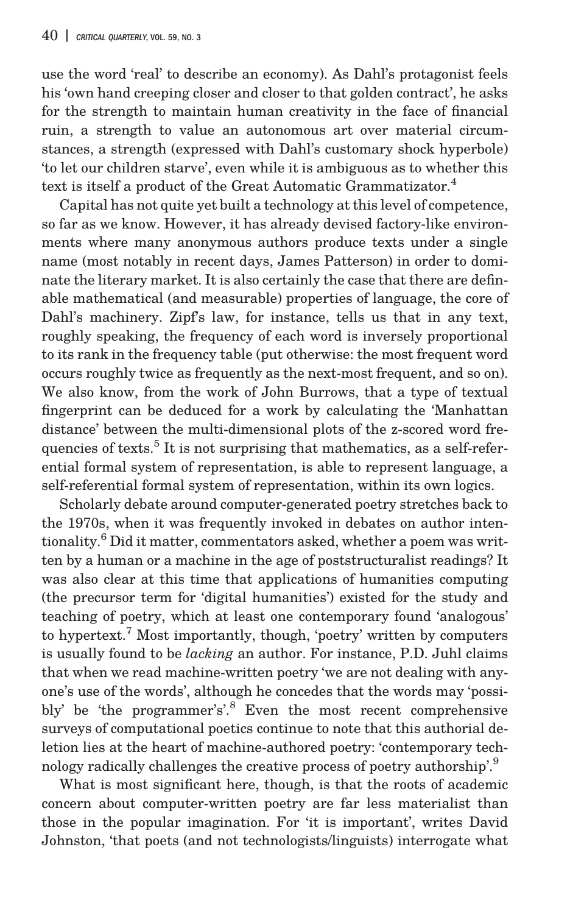use the word 'real' to describe an economy). As Dahl's protagonist feels his 'own hand creeping closer and closer to that golden contract', he asks for the strength to maintain human creativity in the face of financial ruin, a strength to value an autonomous art over material circumstances, a strength (expressed with Dahl's customary shock hyperbole) 'to let our children starve', even while it is ambiguous as to whether this text is itself a product of the Great Automatic Grammatizator.[4]

Capital has not quite yet built a technology at this level of competence, so far as we know. However, it has already devised factory-like environments where many anonymous authors produce texts under a single name (most notably in recent days, James Patterson) in order to dominate the literary market. It is also certainly the case that there are definable mathematical (and measurable) properties of language, the core of Dahl's machinery. Zipf's law, for instance, tells us that in any text, roughly speaking, the frequency of each word is inversely proportional to its rank in the frequency table (put otherwise: the most frequent word occurs roughly twice as frequently as the next-most frequent, and so on). We also know, from the work of John Burrows, that a type of textual fingerprint can be deduced for a work by calculating the 'Manhattan distance' between the multi-dimensional plots of the z-scored word frequencies of texts.[5] It is not surprising that mathematics, as a self-referential formal system of representation, is able to represent language, a self-referential formal system of representation, within its own logics.

Scholarly debate around computer-generated poetry stretches back to the 1970s, when it was frequently invoked in debates on author intentionality.[6] Did it matter, commentators asked, whether a poem was written by a human or a machine in the age of poststructuralist readings? It was also clear at this time that applications of humanities computing (the precursor term for 'digital humanities') existed for the study and teaching of poetry, which at least one contemporary found 'analogous' to hypertext.[7] Most importantly, though, 'poetry' written by computers is usually found to be *lacking* an author. For instance, P.D. Juhl claims that when we read machine-written poetry 'we are not dealing with anyone's use of the words', although he concedes that the words may 'possibly' be 'the programmer's'.[8] Even the most recent comprehensive surveys of computational poetics continue to note that this authorial deletion lies at the heart of machine-authored poetry: 'contemporary technology radically challenges the creative process of poetry authorship'.[9]

What is most significant here, though, is that the roots of academic concern about computer-written poetry are far less materialist than those in the popular imagination. For 'it is important', writes David Johnston, 'that poets (and not technologists/linguists) interrogate what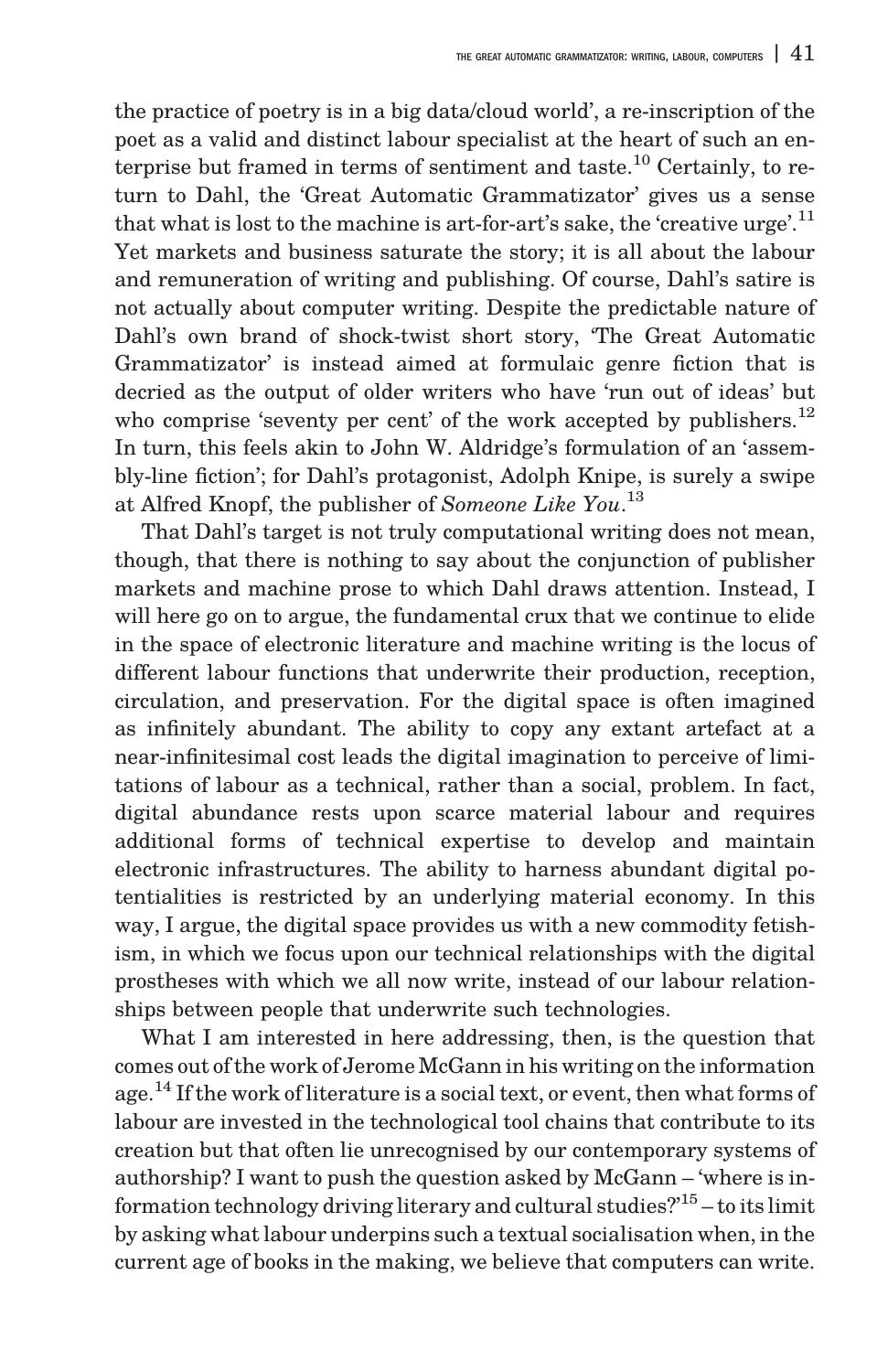the practice of poetry is in a big data/cloud world', a re-inscription of the poet as a valid and distinct labour specialist at the heart of such an enterprise but framed in terms of sentiment and taste.[10] Certainly, to return to Dahl, the 'Great Automatic Grammatizator' gives us a sense that what is lost to the machine is art-for-art's sake, the 'creative urge'.[11] Yet markets and business saturate the story; it is all about the labour and remuneration of writing and publishing. Of course, Dahl's satire is not actually about computer writing. Despite the predictable nature of Dahl's own brand of shock-twist short story, 'The Great Automatic Grammatizator' is instead aimed at formulaic genre fiction that is decried as the output of older writers who have 'run out of ideas' but who comprise 'seventy per cent' of the work accepted by publishers.[12] In turn, this feels akin to John W. Aldridge's formulation of an 'assembly-line fiction'; for Dahl's protagonist, Adolph Knipe, is surely a swipe at Alfred Knopf, the publisher of *Someone Like You*.[13]

That Dahl's target is not truly computational writing does not mean, though, that there is nothing to say about the conjunction of publisher markets and machine prose to which Dahl draws attention. Instead, I will here go on to argue, the fundamental crux that we continue to elide in the space of electronic literature and machine writing is the locus of different labour functions that underwrite their production, reception, circulation, and preservation. For the digital space is often imagined as infinitely abundant. The ability to copy any extant artefact at a near-infinitesimal cost leads the digital imagination to perceive of limitations of labour as a technical, rather than a social, problem. In fact, digital abundance rests upon scarce material labour and requires additional forms of technical expertise to develop and maintain electronic infrastructures. The ability to harness abundant digital potentialities is restricted by an underlying material economy. In this way, I argue, the digital space provides us with a new commodity fetishism, in which we focus upon our technical relationships with the digital prostheses with which we all now write, instead of our labour relationships between people that underwrite such technologies.

What I am interested in here addressing, then, is the question that comes out of the work of Jerome McGann in his writing on the information age.[14] If the work of literature is a social text, or event, then what forms of labour are invested in the technological tool chains that contribute to its creation but that often lie unrecognised by our contemporary systems of authorship? I want to push the question asked by McGann – 'where is information technology driving literary and cultural studies?'[15] – to its limit by asking what labour underpins such a textual socialisation when, in the current age of books in the making, we believe that computers can write.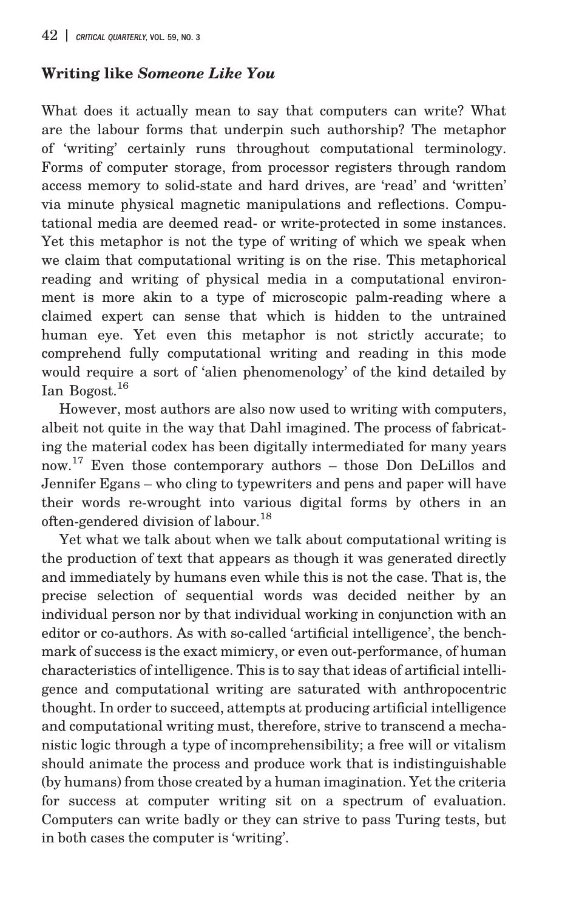### Writing like *Someone Like You*

What does it actually mean to say that computers can write? What are the labour forms that underpin such authorship? The metaphor of 'writing' certainly runs throughout computational terminology. Forms of computer storage, from processor registers through random access memory to solid-state and hard drives, are 'read' and 'written' via minute physical magnetic manipulations and reflections. Computational media are deemed read- or write-protected in some instances. Yet this metaphor is not the type of writing of which we speak when we claim that computational writing is on the rise. This metaphorical reading and writing of physical media in a computational environment is more akin to a type of microscopic palm-reading where a claimed expert can sense that which is hidden to the untrained human eye. Yet even this metaphor is not strictly accurate; to comprehend fully computational writing and reading in this mode would require a sort of 'alien phenomenology' of the kind detailed by Ian Bogost.[16]

However, most authors are also now used to writing with computers, albeit not quite in the way that Dahl imagined. The process of fabricating the material codex has been digitally intermediated for many years now.[17] Even those contemporary authors – those Don DeLillos and Jennifer Egans – who cling to typewriters and pens and paper will have their words re-wrought into various digital forms by others in an often-gendered division of labour.[18]

Yet what we talk about when we talk about computational writing is the production of text that appears as though it was generated directly and immediately by humans even while this is not the case. That is, the precise selection of sequential words was decided neither by an individual person nor by that individual working in conjunction with an editor or co-authors. As with so-called 'artificial intelligence', the benchmark of success is the exact mimicry, or even out-performance, of human characteristics of intelligence. This is to say that ideas of artificial intelligence and computational writing are saturated with anthropocentric thought. In order to succeed, attempts at producing artificial intelligence and computational writing must, therefore, strive to transcend a mechanistic logic through a type of incomprehensibility; a free will or vitalism should animate the process and produce work that is indistinguishable (by humans) from those created by a human imagination. Yet the criteria for success at computer writing sit on a spectrum of evaluation. Computers can write badly or they can strive to pass Turing tests, but in both cases the computer is 'writing'.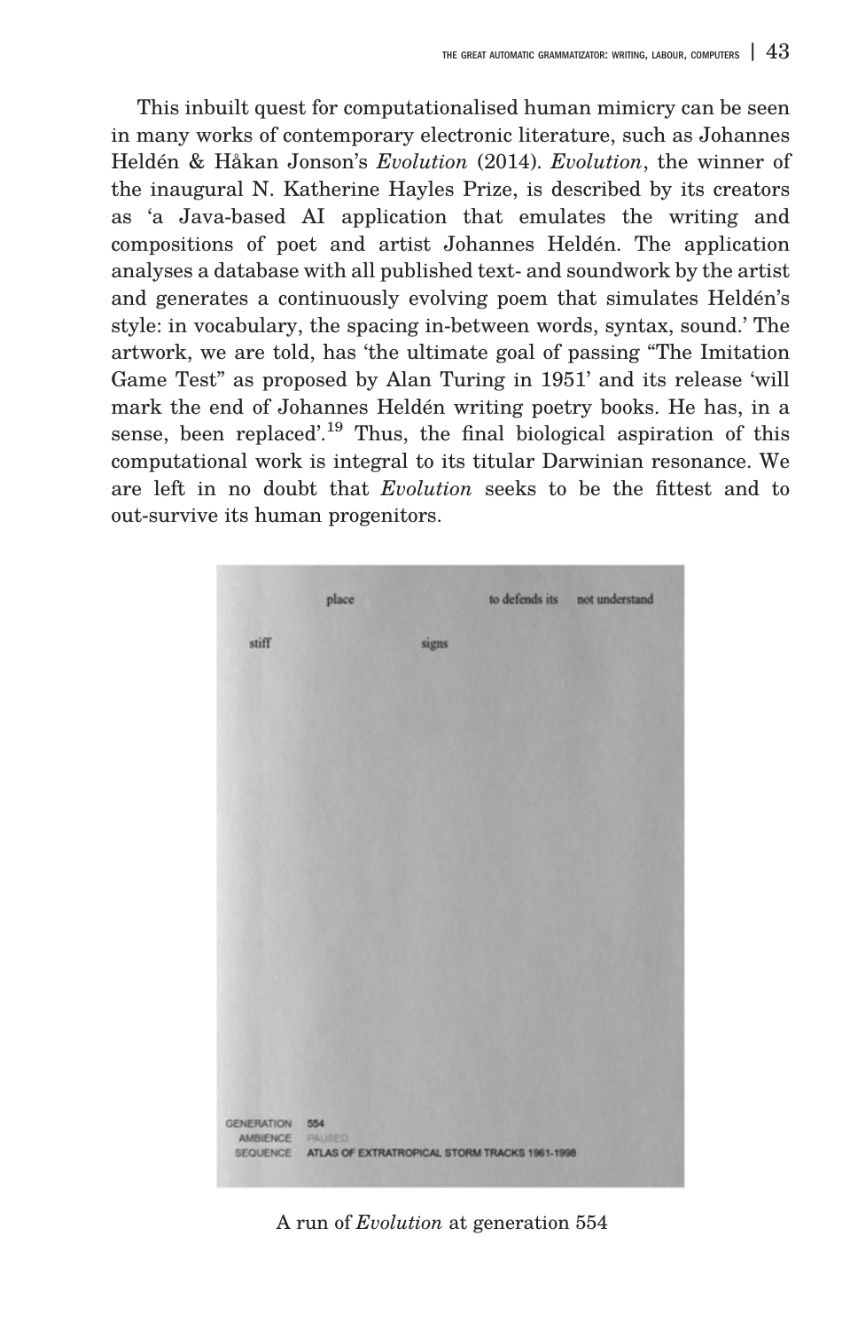This inbuilt quest for computationalised human mimicry can be seen in many works of contemporary electronic literature, such as Johannes Heldén & Håkan Jonson's *Evolution* (2014). *Evolution*, the winner of the inaugural N. Katherine Hayles Prize, is described by its creators as 'a Java-based AI application that emulates the writing and compositions of poet and artist Johannes Heldén. The application analyses a database with all published text- and soundwork by the artist and generates a continuously evolving poem that simulates Heldén's style: in vocabulary, the spacing in-between words, syntax, sound.' The artwork, we are told, has 'the ultimate goal of passing "The Imitation Game Test" as proposed by Alan Turing in 1951' and its release 'will mark the end of Johannes Heldén writing poetry books. He has, in a sense, been replaced'.[19] Thus, the final biological aspiration of this computational work is integral to its titular Darwinian resonance. We are left in no doubt that *Evolution* seeks to be the fittest and to out-survive its human progenitors.

place to defends its not understand

stiff signs

GENERATION 554
AMBIENCE PAUSED
SEQUENCE ATLAS OF EXTRATROPICAL STORM TRACKS 1961-1998

A run of *Evolution* at generation 554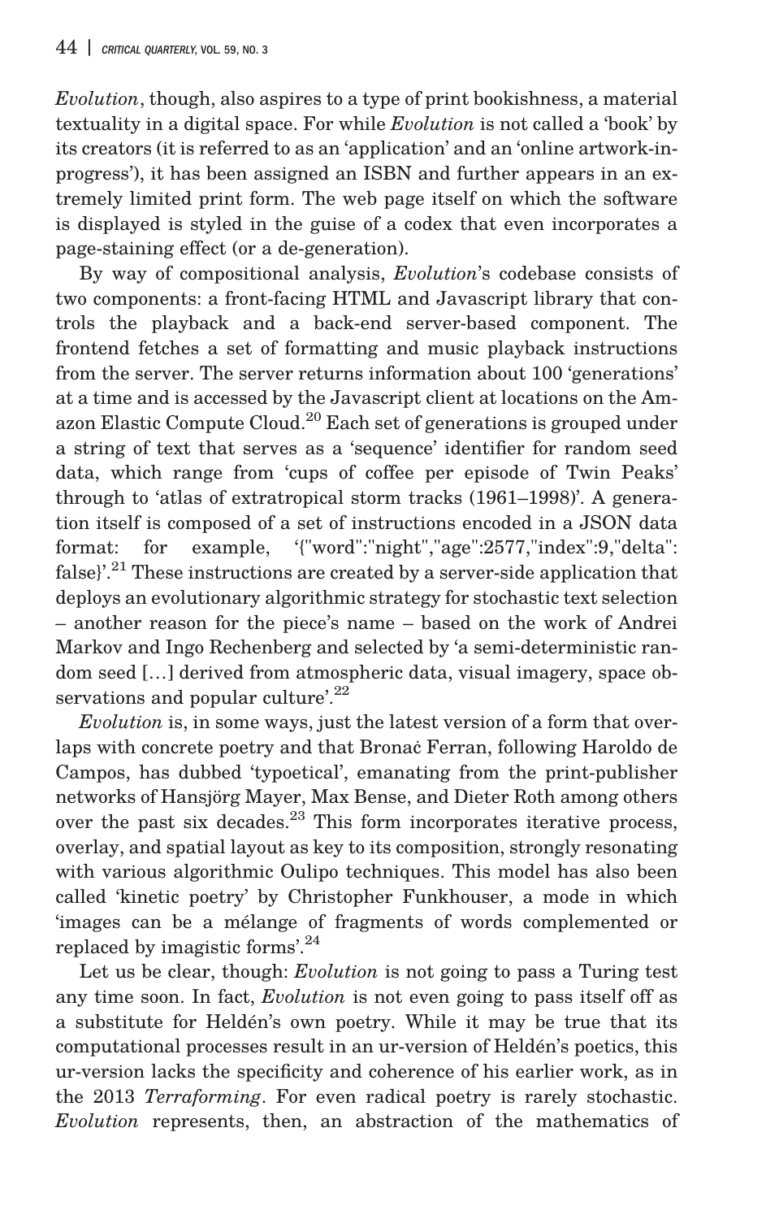*Evolution*, though, also aspires to a type of print bookishness, a material textuality in a digital space. For while *Evolution* is not called a 'book' by its creators (it is referred to as an 'application' and an 'online artwork-in-progress'), it has been assigned an ISBN and further appears in an extremely limited print form. The web page itself on which the software is displayed is styled in the guise of a codex that even incorporates a page-staining effect (or a de-generation).

By way of compositional analysis, *Evolution*'s codebase consists of two components: a front-facing HTML and Javascript library that controls the playback and a back-end server-based component. The frontend fetches a set of formatting and music playback instructions from the server. The server returns information about 100 'generations' at a time and is accessed by the Javascript client at locations on the Amazon Elastic Compute Cloud.[20] Each set of generations is grouped under a string of text that serves as a 'sequence' identifier for random seed data, which range from 'cups of coffee per episode of Twin Peaks' through to 'atlas of extratropical storm tracks (1961–1998)'. A generation itself is composed of a set of instructions encoded in a JSON data format: for example, '{"word":"night","age":2577,"index":9,"delta": false}'.[21] These instructions are created by a server-side application that deploys an evolutionary algorithmic strategy for stochastic text selection – another reason for the piece's name – based on the work of Andrei Markov and Ingo Rechenberg and selected by 'a semi-deterministic random seed […] derived from atmospheric data, visual imagery, space observations and popular culture'.[22]

*Evolution* is, in some ways, just the latest version of a form that overlaps with concrete poetry and that Bronać Ferran, following Haroldo de Campos, has dubbed 'typoetical', emanating from the print-publisher networks of Hansjörg Mayer, Max Bense, and Dieter Roth among others over the past six decades.[23] This form incorporates iterative process, overlay, and spatial layout as key to its composition, strongly resonating with various algorithmic Oulipo techniques. This model has also been called 'kinetic poetry' by Christopher Funkhouser, a mode in which 'images can be a mélange of fragments of words complemented or replaced by imagistic forms'.[24]

Let us be clear, though: *Evolution* is not going to pass a Turing test any time soon. In fact, *Evolution* is not even going to pass itself off as a substitute for Heldén's own poetry. While it may be true that its computational processes result in an ur-version of Heldén's poetics, this ur-version lacks the specificity and coherence of his earlier work, as in the 2013 *Terraforming*. For even radical poetry is rarely stochastic. *Evolution* represents, then, an abstraction of the mathematics of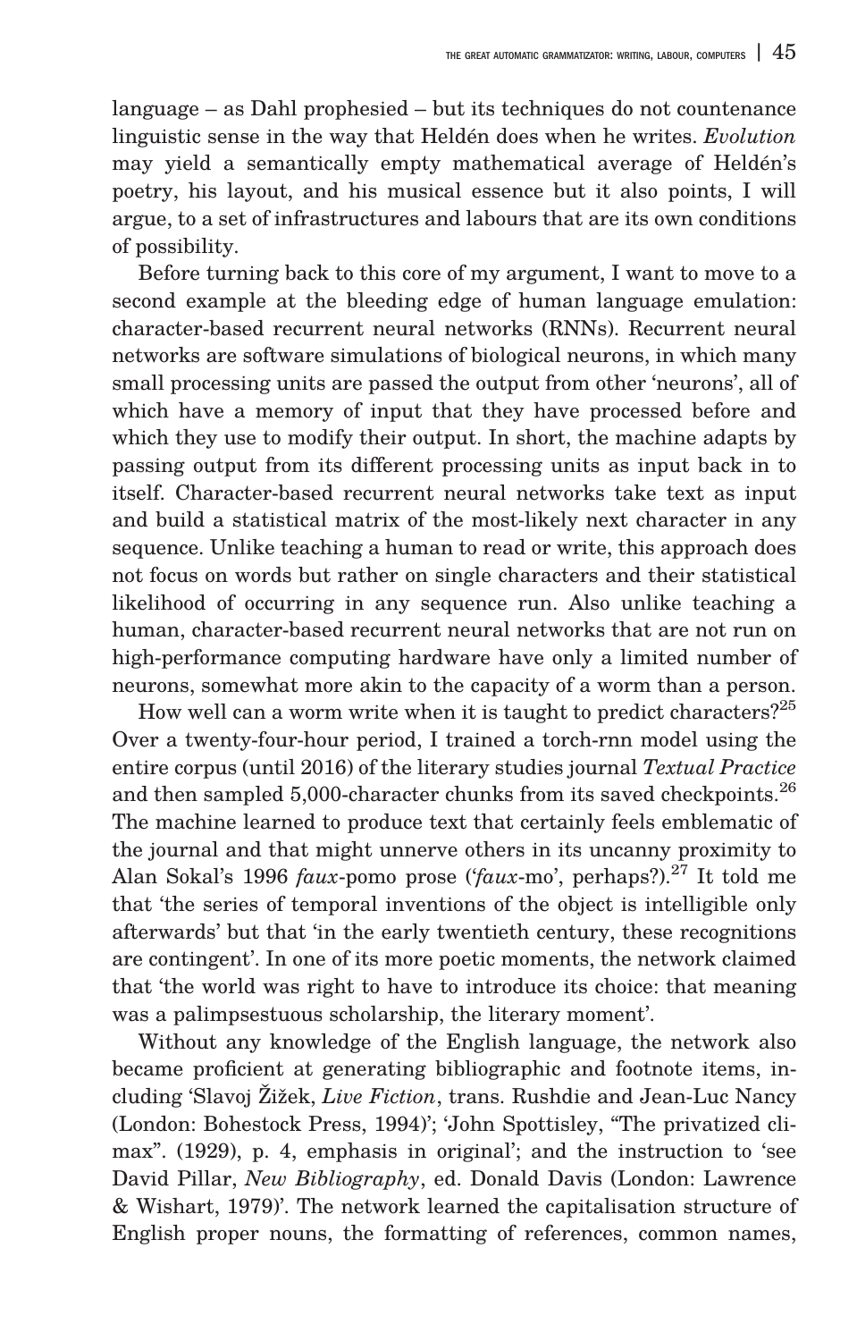language – as Dahl prophesied – but its techniques do not countenance linguistic sense in the way that Heldén does when he writes. *Evolution* may yield a semantically empty mathematical average of Heldén's poetry, his layout, and his musical essence but it also points, I will argue, to a set of infrastructures and labours that are its own conditions of possibility.

Before turning back to this core of my argument, I want to move to a second example at the bleeding edge of human language emulation: character-based recurrent neural networks (RNNs). Recurrent neural networks are software simulations of biological neurons, in which many small processing units are passed the output from other 'neurons', all of which have a memory of input that they have processed before and which they use to modify their output. In short, the machine adapts by passing output from its different processing units as input back in to itself. Character-based recurrent neural networks take text as input and build a statistical matrix of the most-likely next character in any sequence. Unlike teaching a human to read or write, this approach does not focus on words but rather on single characters and their statistical likelihood of occurring in any sequence run. Also unlike teaching a human, character-based recurrent neural networks that are not run on high-performance computing hardware have only a limited number of neurons, somewhat more akin to the capacity of a worm than a person.

How well can a worm write when it is taught to predict characters?[25] Over a twenty-four-hour period, I trained a torch-rnn model using the entire corpus (until 2016) of the literary studies journal *Textual Practice* and then sampled 5,000-character chunks from its saved checkpoints.[26] The machine learned to produce text that certainly feels emblematic of the journal and that might unnerve others in its uncanny proximity to Alan Sokal's 1996 *faux*-pomo prose ('*faux*-mo', perhaps?).[27] It told me that 'the series of temporal inventions of the object is intelligible only afterwards' but that 'in the early twentieth century, these recognitions are contingent'. In one of its more poetic moments, the network claimed that 'the world was right to have to introduce its choice: that meaning was a palimpsestuous scholarship, the literary moment'.

Without any knowledge of the English language, the network also became proficient at generating bibliographic and footnote items, including 'Slavoj Žižek, *Live Fiction*, trans. Rushdie and Jean-Luc Nancy (London: Bohestock Press, 1994)'; 'John Spottisley, "The privatized climax". (1929), p. 4, emphasis in original'; and the instruction to 'see David Pillar, *New Bibliography*, ed. Donald Davis (London: Lawrence & Wishart, 1979)'. The network learned the capitalisation structure of English proper nouns, the formatting of references, common names,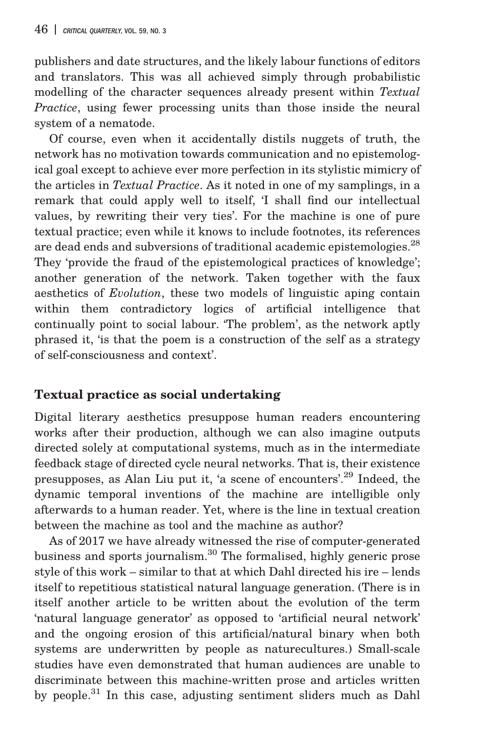publishers and date structures, and the likely labour functions of editors and translators. This was all achieved simply through probabilistic modelling of the character sequences already present within *Textual Practice*, using fewer processing units than those inside the neural system of a nematode.

Of course, even when it accidentally distils nuggets of truth, the network has no motivation towards communication and no epistemological goal except to achieve ever more perfection in its stylistic mimicry of the articles in *Textual Practice*. As it noted in one of my samplings, in a remark that could apply well to itself, 'I shall find our intellectual values, by rewriting their very ties'. For the machine is one of pure textual practice; even while it knows to include footnotes, its references are dead ends and subversions of traditional academic epistemologies.[28] They 'provide the fraud of the epistemological practices of knowledge'; another generation of the network. Taken together with the faux aesthetics of *Evolution*, these two models of linguistic aping contain within them contradictory logics of artificial intelligence that continually point to social labour. 'The problem', as the network aptly phrased it, 'is that the poem is a construction of the self as a strategy of self-consciousness and context'.

## Textual practice as social undertaking

Digital literary aesthetics presuppose human readers encountering works after their production, although we can also imagine outputs directed solely at computational systems, much as in the intermediate feedback stage of directed cycle neural networks. That is, their existence presupposes, as Alan Liu put it, 'a scene of encounters'.[29] Indeed, the dynamic temporal inventions of the machine are intelligible only afterwards to a human reader. Yet, where is the line in textual creation between the machine as tool and the machine as author?

As of 2017 we have already witnessed the rise of computer-generated business and sports journalism.[30] The formalised, highly generic prose style of this work – similar to that at which Dahl directed his ire – lends itself to repetitious statistical natural language generation. (There is in itself another article to be written about the evolution of the term 'natural language generator' as opposed to 'artificial neural network' and the ongoing erosion of this artificial/natural binary when both systems are underwritten by people as naturecultures.) Small-scale studies have even demonstrated that human audiences are unable to discriminate between this machine-written prose and articles written by people.[31] In this case, adjusting sentiment sliders much as Dahl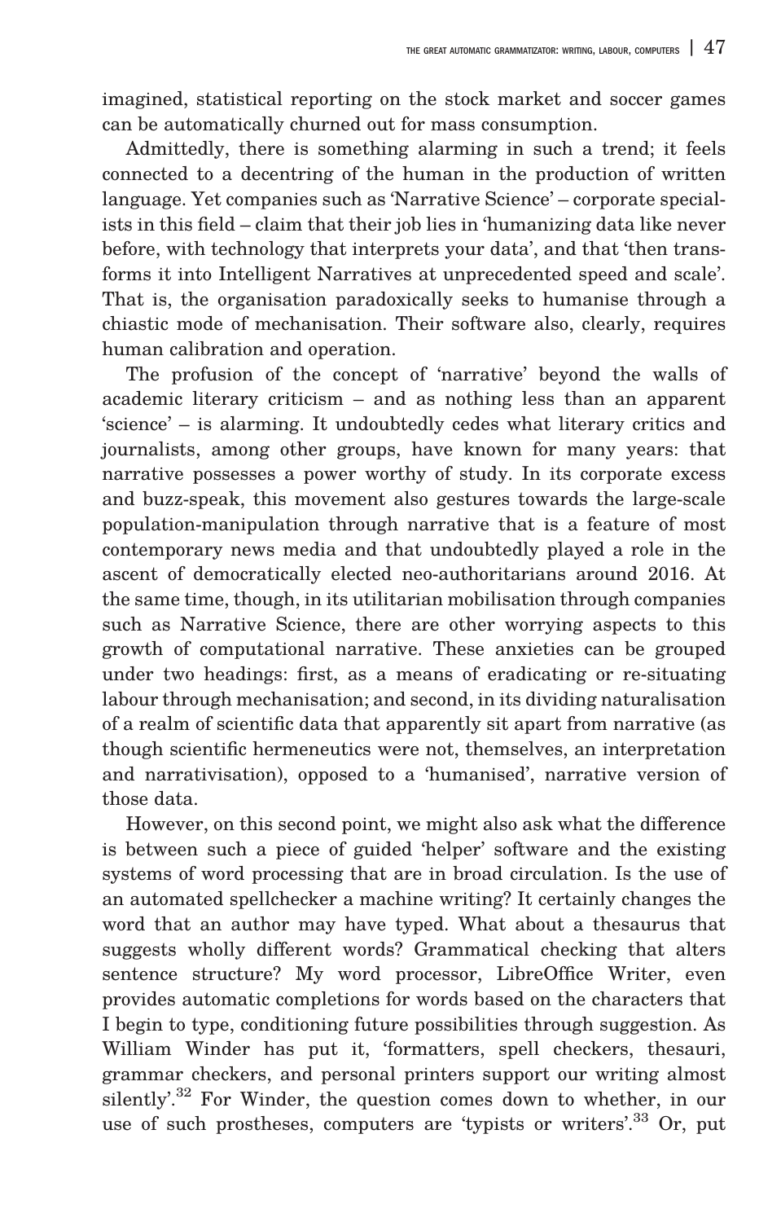imagined, statistical reporting on the stock market and soccer games can be automatically churned out for mass consumption.

Admittedly, there is something alarming in such a trend; it feels connected to a decentring of the human in the production of written language. Yet companies such as 'Narrative Science' – corporate specialists in this field – claim that their job lies in 'humanizing data like never before, with technology that interprets your data', and that 'then transforms it into Intelligent Narratives at unprecedented speed and scale'. That is, the organisation paradoxically seeks to humanise through a chiastic mode of mechanisation. Their software also, clearly, requires human calibration and operation.

The profusion of the concept of 'narrative' beyond the walls of academic literary criticism – and as nothing less than an apparent 'science' – is alarming. It undoubtedly cedes what literary critics and journalists, among other groups, have known for many years: that narrative possesses a power worthy of study. In its corporate excess and buzz-speak, this movement also gestures towards the large-scale population-manipulation through narrative that is a feature of most contemporary news media and that undoubtedly played a role in the ascent of democratically elected neo-authoritarians around 2016. At the same time, though, in its utilitarian mobilisation through companies such as Narrative Science, there are other worrying aspects to this growth of computational narrative. These anxieties can be grouped under two headings: first, as a means of eradicating or re-situating labour through mechanisation; and second, in its dividing naturalisation of a realm of scientific data that apparently sit apart from narrative (as though scientific hermeneutics were not, themselves, an interpretation and narrativisation), opposed to a 'humanised', narrative version of those data.

However, on this second point, we might also ask what the difference is between such a piece of guided 'helper' software and the existing systems of word processing that are in broad circulation. Is the use of an automated spellchecker a machine writing? It certainly changes the word that an author may have typed. What about a thesaurus that suggests wholly different words? Grammatical checking that alters sentence structure? My word processor, LibreOffice Writer, even provides automatic completions for words based on the characters that I begin to type, conditioning future possibilities through suggestion. As William Winder has put it, 'formatters, spell checkers, thesauri, grammar checkers, and personal printers support our writing almost silently'.[32] For Winder, the question comes down to whether, in our use of such prostheses, computers are 'typists or writers'.[33] Or, put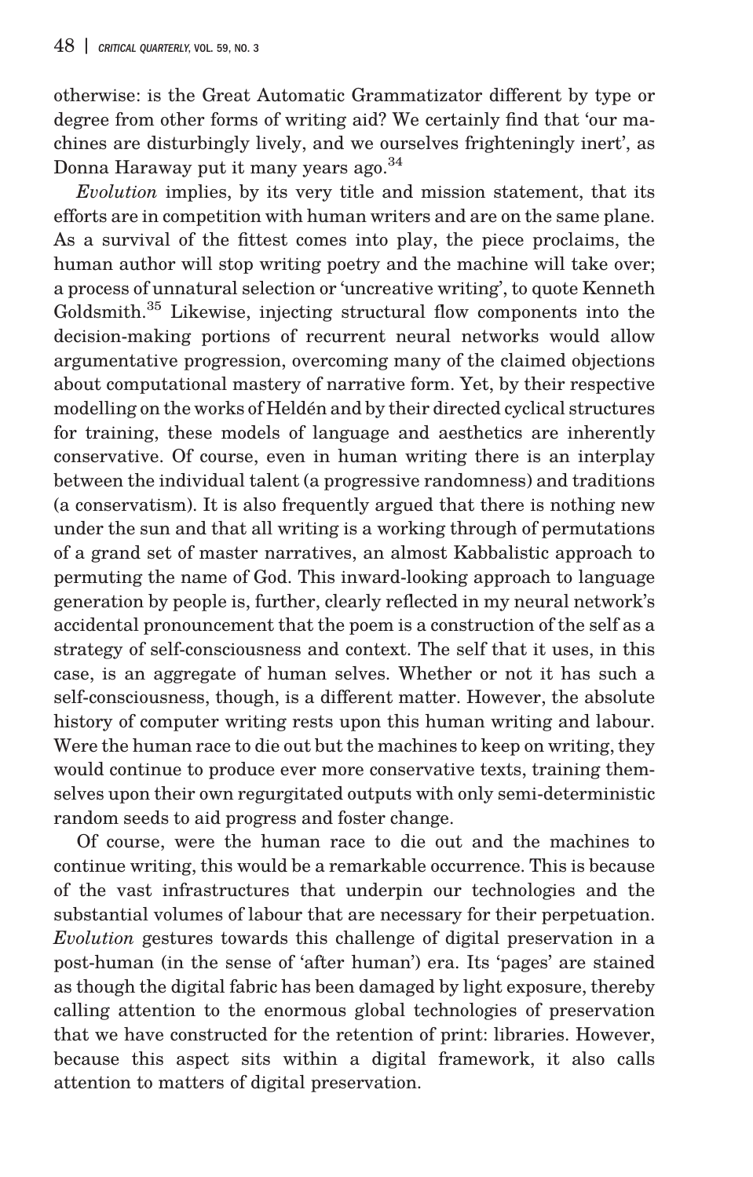otherwise: is the Great Automatic Grammatizator different by type or degree from other forms of writing aid? We certainly find that 'our machines are disturbingly lively, and we ourselves frighteningly inert', as Donna Haraway put it many years ago.[34]

*Evolution* implies, by its very title and mission statement, that its efforts are in competition with human writers and are on the same plane. As a survival of the fittest comes into play, the piece proclaims, the human author will stop writing poetry and the machine will take over; a process of unnatural selection or 'uncreative writing', to quote Kenneth Goldsmith.[35] Likewise, injecting structural flow components into the decision-making portions of recurrent neural networks would allow argumentative progression, overcoming many of the claimed objections about computational mastery of narrative form. Yet, by their respective modelling on the works of Heldén and by their directed cyclical structures for training, these models of language and aesthetics are inherently conservative. Of course, even in human writing there is an interplay between the individual talent (a progressive randomness) and traditions (a conservatism). It is also frequently argued that there is nothing new under the sun and that all writing is a working through of permutations of a grand set of master narratives, an almost Kabbalistic approach to permuting the name of God. This inward-looking approach to language generation by people is, further, clearly reflected in my neural network's accidental pronouncement that the poem is a construction of the self as a strategy of self-consciousness and context. The self that it uses, in this case, is an aggregate of human selves. Whether or not it has such a self-consciousness, though, is a different matter. However, the absolute history of computer writing rests upon this human writing and labour. Were the human race to die out but the machines to keep on writing, they would continue to produce ever more conservative texts, training themselves upon their own regurgitated outputs with only semi-deterministic random seeds to aid progress and foster change.

Of course, were the human race to die out and the machines to continue writing, this would be a remarkable occurrence. This is because of the vast infrastructures that underpin our technologies and the substantial volumes of labour that are necessary for their perpetuation. *Evolution* gestures towards this challenge of digital preservation in a post-human (in the sense of 'after human') era. Its 'pages' are stained as though the digital fabric has been damaged by light exposure, thereby calling attention to the enormous global technologies of preservation that we have constructed for the retention of print: libraries. However, because this aspect sits within a digital framework, it also calls attention to matters of digital preservation.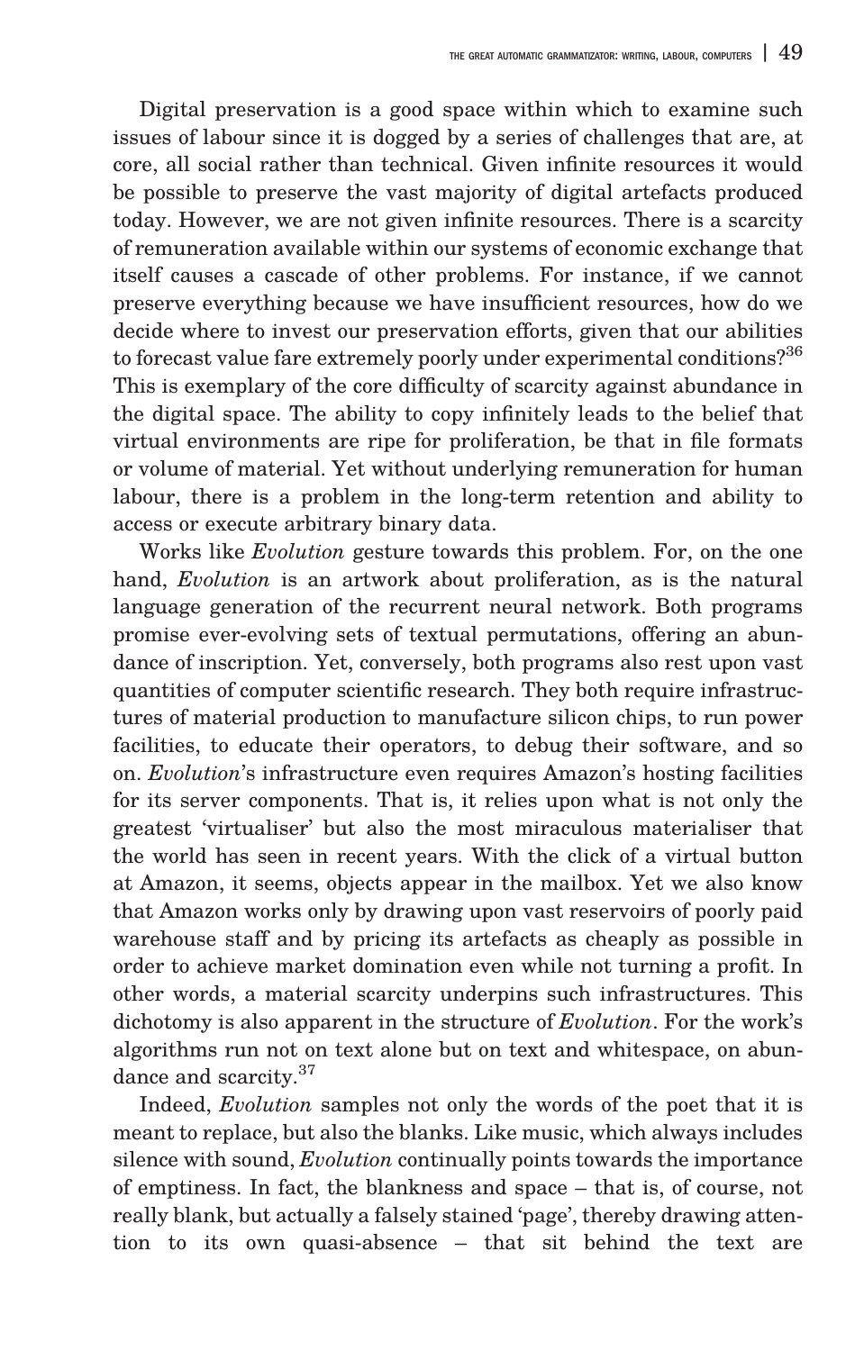Digital preservation is a good space within which to examine such issues of labour since it is dogged by a series of challenges that are, at core, all social rather than technical. Given infinite resources it would be possible to preserve the vast majority of digital artefacts produced today. However, we are not given infinite resources. There is a scarcity of remuneration available within our systems of economic exchange that itself causes a cascade of other problems. For instance, if we cannot preserve everything because we have insufficient resources, how do we decide where to invest our preservation efforts, given that our abilities to forecast value fare extremely poorly under experimental conditions?[36] This is exemplary of the core difficulty of scarcity against abundance in the digital space. The ability to copy infinitely leads to the belief that virtual environments are ripe for proliferation, be that in file formats or volume of material. Yet without underlying remuneration for human labour, there is a problem in the long-term retention and ability to access or execute arbitrary binary data.

Works like *Evolution* gesture towards this problem. For, on the one hand, *Evolution* is an artwork about proliferation, as is the natural language generation of the recurrent neural network. Both programs promise ever-evolving sets of textual permutations, offering an abundance of inscription. Yet, conversely, both programs also rest upon vast quantities of computer scientific research. They both require infrastructures of material production to manufacture silicon chips, to run power facilities, to educate their operators, to debug their software, and so on. *Evolution*'s infrastructure even requires Amazon's hosting facilities for its server components. That is, it relies upon what is not only the greatest 'virtualiser' but also the most miraculous materialiser that the world has seen in recent years. With the click of a virtual button at Amazon, it seems, objects appear in the mailbox. Yet we also know that Amazon works only by drawing upon vast reservoirs of poorly paid warehouse staff and by pricing its artefacts as cheaply as possible in order to achieve market domination even while not turning a profit. In other words, a material scarcity underpins such infrastructures. This dichotomy is also apparent in the structure of *Evolution*. For the work's algorithms run not on text alone but on text and whitespace, on abundance and scarcity.[37]

Indeed, *Evolution* samples not only the words of the poet that it is meant to replace, but also the blanks. Like music, which always includes silence with sound, *Evolution* continually points towards the importance of emptiness. In fact, the blankness and space – that is, of course, not really blank, but actually a falsely stained 'page', thereby drawing attention to its own quasi-absence – that sit behind the text are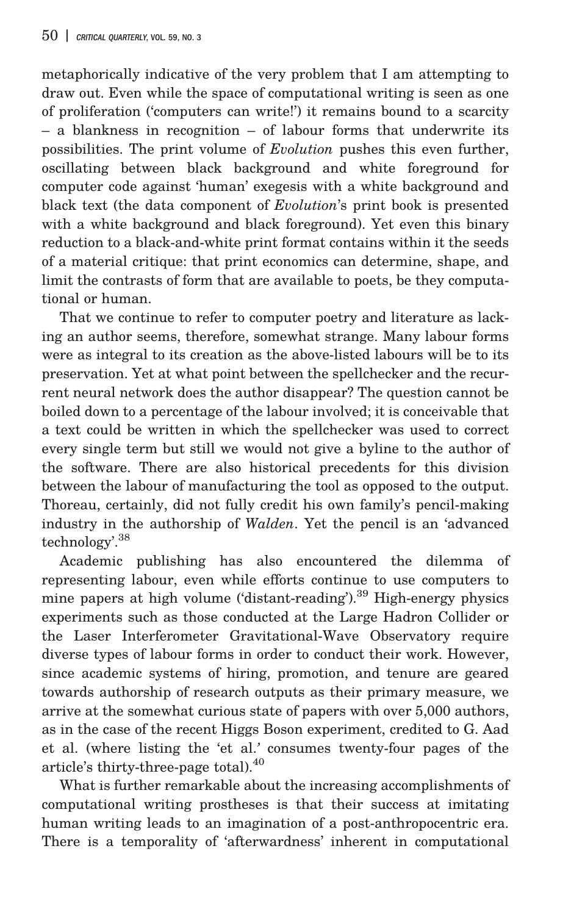metaphorically indicative of the very problem that I am attempting to draw out. Even while the space of computational writing is seen as one of proliferation ('computers can write!') it remains bound to a scarcity – a blankness in recognition – of labour forms that underwrite its possibilities. The print volume of *Evolution* pushes this even further, oscillating between black background and white foreground for computer code against 'human' exegesis with a white background and black text (the data component of *Evolution*'s print book is presented with a white background and black foreground). Yet even this binary reduction to a black-and-white print format contains within it the seeds of a material critique: that print economics can determine, shape, and limit the contrasts of form that are available to poets, be they computational or human.

That we continue to refer to computer poetry and literature as lacking an author seems, therefore, somewhat strange. Many labour forms were as integral to its creation as the above-listed labours will be to its preservation. Yet at what point between the spellchecker and the recurrent neural network does the author disappear? The question cannot be boiled down to a percentage of the labour involved; it is conceivable that a text could be written in which the spellchecker was used to correct every single term but still we would not give a byline to the author of the software. There are also historical precedents for this division between the labour of manufacturing the tool as opposed to the output. Thoreau, certainly, did not fully credit his own family's pencil-making industry in the authorship of *Walden*. Yet the pencil is an 'advanced technology'.[38]

Academic publishing has also encountered the dilemma of representing labour, even while efforts continue to use computers to mine papers at high volume ('distant-reading').[39] High-energy physics experiments such as those conducted at the Large Hadron Collider or the Laser Interferometer Gravitational-Wave Observatory require diverse types of labour forms in order to conduct their work. However, since academic systems of hiring, promotion, and tenure are geared towards authorship of research outputs as their primary measure, we arrive at the somewhat curious state of papers with over 5,000 authors, as in the case of the recent Higgs Boson experiment, credited to G. Aad et al. (where listing the 'et al.' consumes twenty-four pages of the article's thirty-three-page total).[40]

What is further remarkable about the increasing accomplishments of computational writing prostheses is that their success at imitating human writing leads to an imagination of a post-anthropocentric era. There is a temporality of 'afterwardness' inherent in computational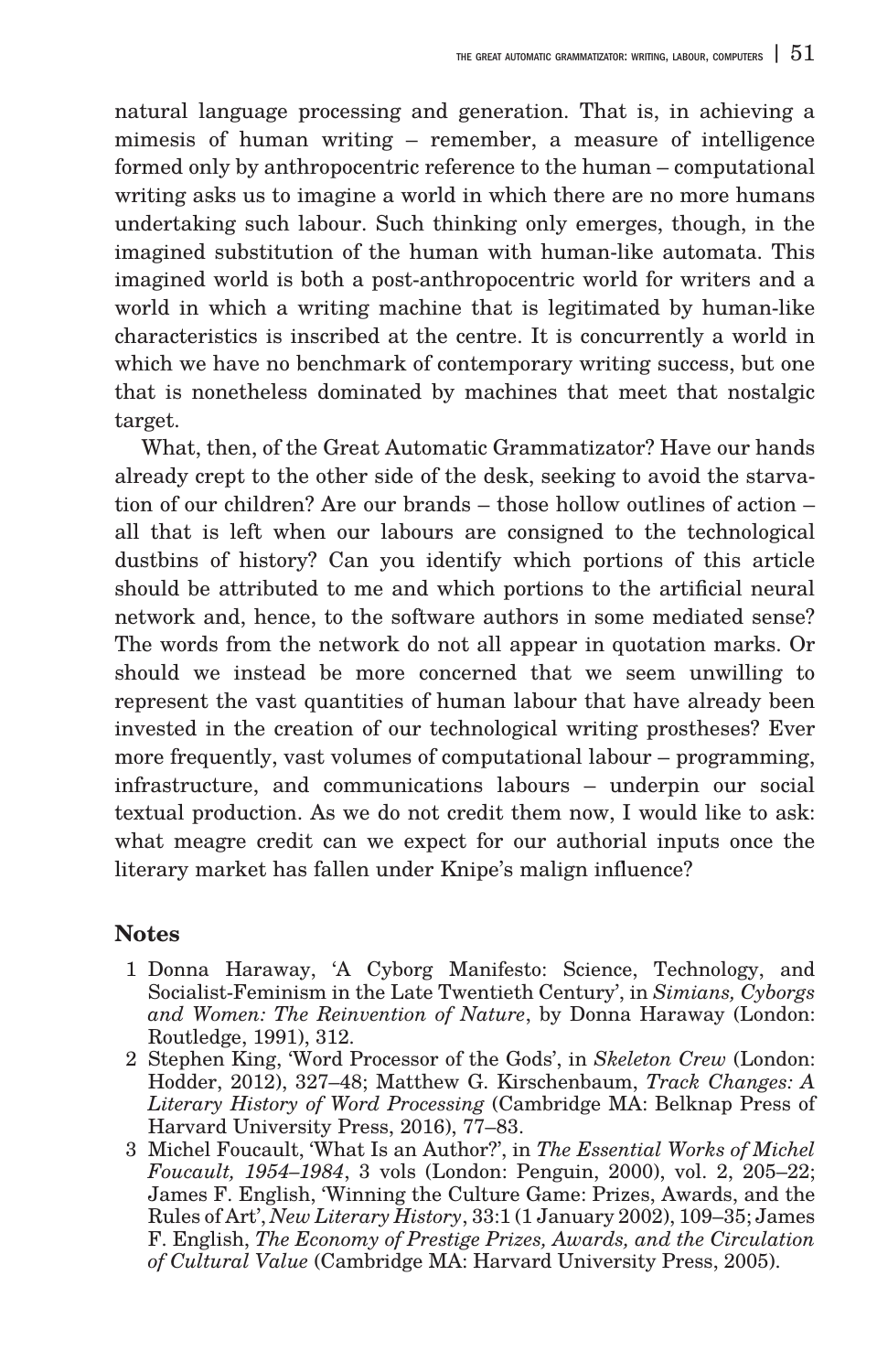natural language processing and generation. That is, in achieving a mimesis of human writing – remember, a measure of intelligence formed only by anthropocentric reference to the human – computational writing asks us to imagine a world in which there are no more humans undertaking such labour. Such thinking only emerges, though, in the imagined substitution of the human with human-like automata. This imagined world is both a post-anthropocentric world for writers and a world in which a writing machine that is legitimated by human-like characteristics is inscribed at the centre. It is concurrently a world in which we have no benchmark of contemporary writing success, but one that is nonetheless dominated by machines that meet that nostalgic target.

What, then, of the Great Automatic Grammatizator? Have our hands already crept to the other side of the desk, seeking to avoid the starvation of our children? Are our brands – those hollow outlines of action – all that is left when our labours are consigned to the technological dustbins of history? Can you identify which portions of this article should be attributed to me and which portions to the artificial neural network and, hence, to the software authors in some mediated sense? The words from the network do not all appear in quotation marks. Or should we instead be more concerned that we seem unwilling to represent the vast quantities of human labour that have already been invested in the creation of our technological writing prostheses? Ever more frequently, vast volumes of computational labour – programming, infrastructure, and communications labours – underpin our social textual production. As we do not credit them now, I would like to ask: what meagre credit can we expect for our authorial inputs once the literary market has fallen under Knipe's malign influence?

## Notes

1. Donna Haraway, 'A Cyborg Manifesto: Science, Technology, and Socialist-Feminism in the Late Twentieth Century', in *Simians, Cyborgs and Women: The Reinvention of Nature*, by Donna Haraway (London: Routledge, 1991), 312.
2. Stephen King, 'Word Processor of the Gods', in *Skeleton Crew* (London: Hodder, 2012), 327–48; Matthew G. Kirschenbaum, *Track Changes: A Literary History of Word Processing* (Cambridge MA: Belknap Press of Harvard University Press, 2016), 77–83.
3. Michel Foucault, 'What Is an Author?', in *The Essential Works of Michel Foucault, 1954–1984*, 3 vols (London: Penguin, 2000), vol. 2, 205–22; James F. English, 'Winning the Culture Game: Prizes, Awards, and the Rules of Art', *New Literary History*, 33:1 (1 January 2002), 109–35; James F. English, *The Economy of Prestige Prizes, Awards, and the Circulation of Cultural Value* (Cambridge MA: Harvard University Press, 2005).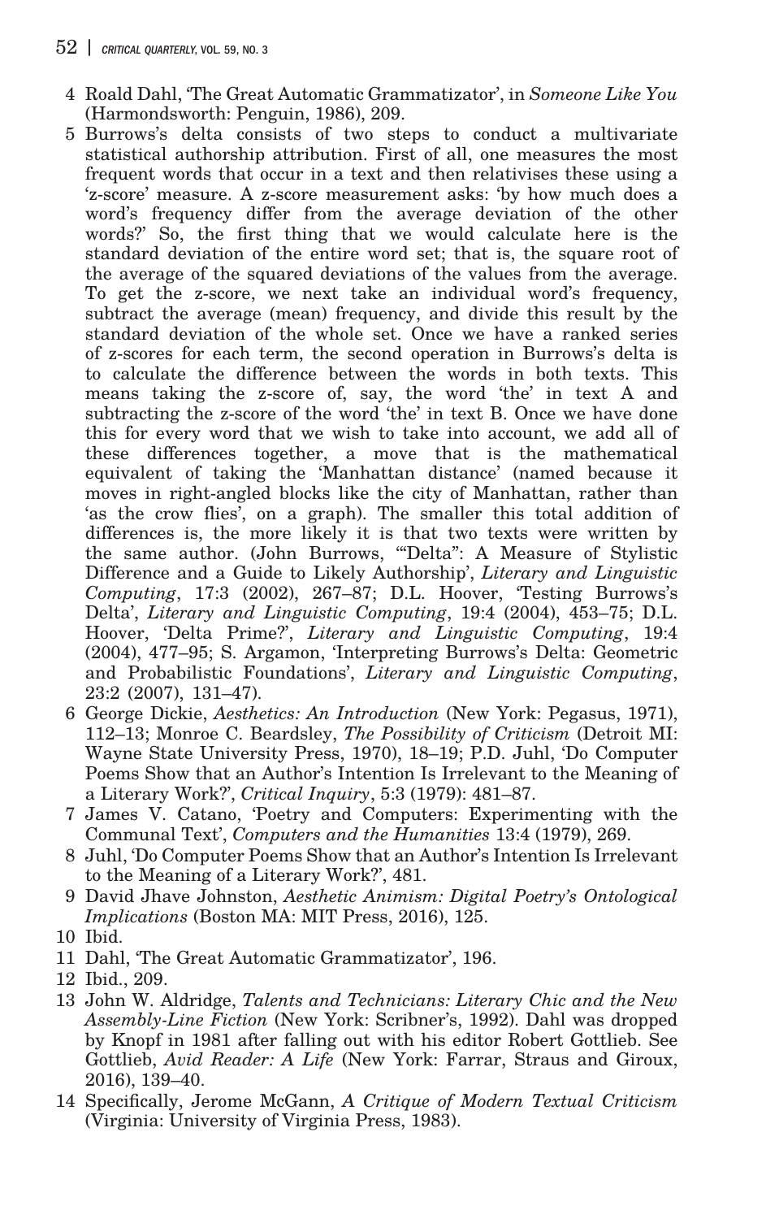4 Roald Dahl, 'The Great Automatic Grammatizator', in *Someone Like You* (Harmondsworth: Penguin, 1986), 209.

5 Burrows's delta consists of two steps to conduct a multivariate statistical authorship attribution. First of all, one measures the most frequent words that occur in a text and then relativises these using a 'z-score' measure. A z-score measurement asks: 'by how much does a word's frequency differ from the average deviation of the other words?' So, the first thing that we would calculate here is the standard deviation of the entire word set; that is, the square root of the average of the squared deviations of the values from the average. To get the z-score, we next take an individual word's frequency, subtract the average (mean) frequency, and divide this result by the standard deviation of the whole set. Once we have a ranked series of z-scores for each term, the second operation in Burrows's delta is to calculate the difference between the words in both texts. This means taking the z-score of, say, the word 'the' in text A and subtracting the z-score of the word 'the' in text B. Once we have done this for every word that we wish to take into account, we add all of these differences together, a move that is the mathematical equivalent of taking the 'Manhattan distance' (named because it moves in right-angled blocks like the city of Manhattan, rather than 'as the crow flies', on a graph). The smaller this total addition of differences is, the more likely it is that two texts were written by the same author. (John Burrows, '"Delta": A Measure of Stylistic Difference and a Guide to Likely Authorship', *Literary and Linguistic Computing*, 17:3 (2002), 267–87; D.L. Hoover, 'Testing Burrows's Delta', *Literary and Linguistic Computing*, 19:4 (2004), 453–75; D.L. Hoover, 'Delta Prime?', *Literary and Linguistic Computing*, 19:4 (2004), 477–95; S. Argamon, 'Interpreting Burrows's Delta: Geometric and Probabilistic Foundations', *Literary and Linguistic Computing*, 23:2 (2007), 131–47).

6 George Dickie, *Aesthetics: An Introduction* (New York: Pegasus, 1971), 112–13; Monroe C. Beardsley, *The Possibility of Criticism* (Detroit MI: Wayne State University Press, 1970), 18–19; P.D. Juhl, 'Do Computer Poems Show that an Author's Intention Is Irrelevant to the Meaning of a Literary Work?', *Critical Inquiry*, 5:3 (1979): 481–87.

7 James V. Catano, 'Poetry and Computers: Experimenting with the Communal Text', *Computers and the Humanities* 13:4 (1979), 269.

8 Juhl, 'Do Computer Poems Show that an Author's Intention Is Irrelevant to the Meaning of a Literary Work?', 481.

9 David Jhave Johnston, *Aesthetic Animism: Digital Poetry's Ontological Implications* (Boston MA: MIT Press, 2016), 125.

10 Ibid.

11 Dahl, 'The Great Automatic Grammatizator', 196.

12 Ibid., 209.

13 John W. Aldridge, *Talents and Technicians: Literary Chic and the New Assembly-Line Fiction* (New York: Scribner's, 1992). Dahl was dropped by Knopf in 1981 after falling out with his editor Robert Gottlieb. See Gottlieb, *Avid Reader: A Life* (New York: Farrar, Straus and Giroux, 2016), 139–40.

14 Specifically, Jerome McGann, *A Critique of Modern Textual Criticism* (Virginia: University of Virginia Press, 1983).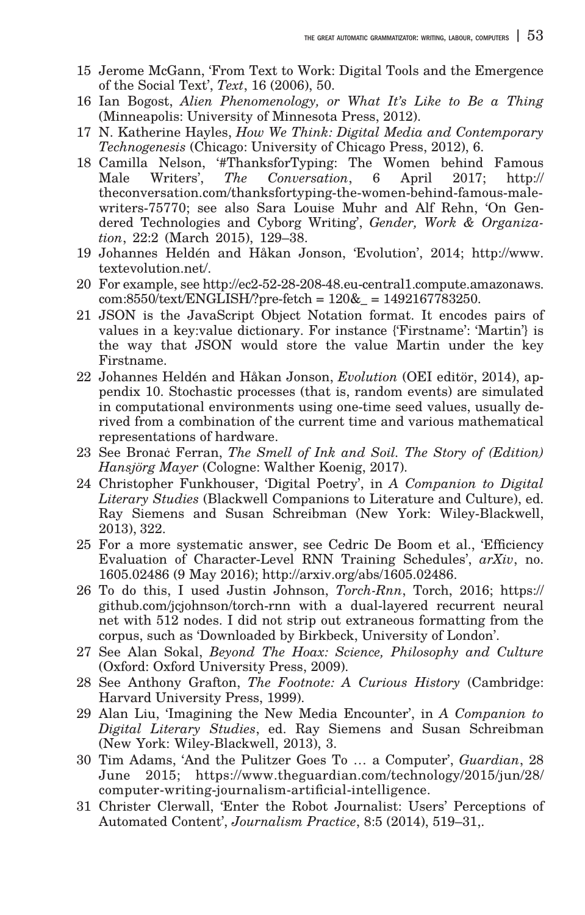15 Jerome McGann, 'From Text to Work: Digital Tools and the Emergence of the Social Text', *Text*, 16 (2006), 50.

16 Ian Bogost, *Alien Phenomenology, or What It's Like to Be a Thing* (Minneapolis: University of Minnesota Press, 2012).

17 N. Katherine Hayles, *How We Think: Digital Media and Contemporary Technogenesis* (Chicago: University of Chicago Press, 2012), 6.

18 Camilla Nelson, '#ThanksforTyping: The Women behind Famous Male Writers', *The Conversation*, 6 April 2017; http://theconversation.com/thanksfortyping-the-women-behind-famous-male-writers-75770; see also Sara Louise Muhr and Alf Rehn, 'On Gendered Technologies and Cyborg Writing', *Gender, Work & Organization*, 22:2 (March 2015), 129–38.

19 Johannes Heldén and Håkan Jonson, 'Evolution', 2014; http://www.textevolution.net/.

20 For example, see http://ec2-52-28-208-48.eu-central1.compute.amazonaws.com:8550/text/ENGLISH/?pre-fetch = 120&_ = 1492167783250.

21 JSON is the JavaScript Object Notation format. It encodes pairs of values in a key:value dictionary. For instance {'Firstname': 'Martin'} is the way that JSON would store the value Martin under the key Firstname.

22 Johannes Heldén and Håkan Jonson, *Evolution* (OEI editör, 2014), appendix 10. Stochastic processes (that is, random events) are simulated in computational environments using one-time seed values, usually derived from a combination of the current time and various mathematical representations of hardware.

23 See Bronaċ Ferran, *The Smell of Ink and Soil. The Story of (Edition) Hansjörg Mayer* (Cologne: Walther Koenig, 2017).

24 Christopher Funkhouser, 'Digital Poetry', in *A Companion to Digital Literary Studies* (Blackwell Companions to Literature and Culture), ed. Ray Siemens and Susan Schreibman (New York: Wiley-Blackwell, 2013), 322.

25 For a more systematic answer, see Cedric De Boom et al., 'Efficiency Evaluation of Character-Level RNN Training Schedules', *arXiv*, no. 1605.02486 (9 May 2016); http://arxiv.org/abs/1605.02486.

26 To do this, I used Justin Johnson, *Torch-Rnn*, Torch, 2016; https://github.com/jcjohnson/torch-rnn with a dual-layered recurrent neural net with 512 nodes. I did not strip out extraneous formatting from the corpus, such as 'Downloaded by Birkbeck, University of London'.

27 See Alan Sokal, *Beyond The Hoax: Science, Philosophy and Culture* (Oxford: Oxford University Press, 2009).

28 See Anthony Grafton, *The Footnote: A Curious History* (Cambridge: Harvard University Press, 1999).

29 Alan Liu, 'Imagining the New Media Encounter', in *A Companion to Digital Literary Studies*, ed. Ray Siemens and Susan Schreibman (New York: Wiley-Blackwell, 2013), 3.

30 Tim Adams, 'And the Pulitzer Goes To … a Computer', *Guardian*, 28 June 2015; https://www.theguardian.com/technology/2015/jun/28/computer-writing-journalism-artificial-intelligence.

31 Christer Clerwall, 'Enter the Robot Journalist: Users' Perceptions of Automated Content', *Journalism Practice*, 8:5 (2014), 519–31,.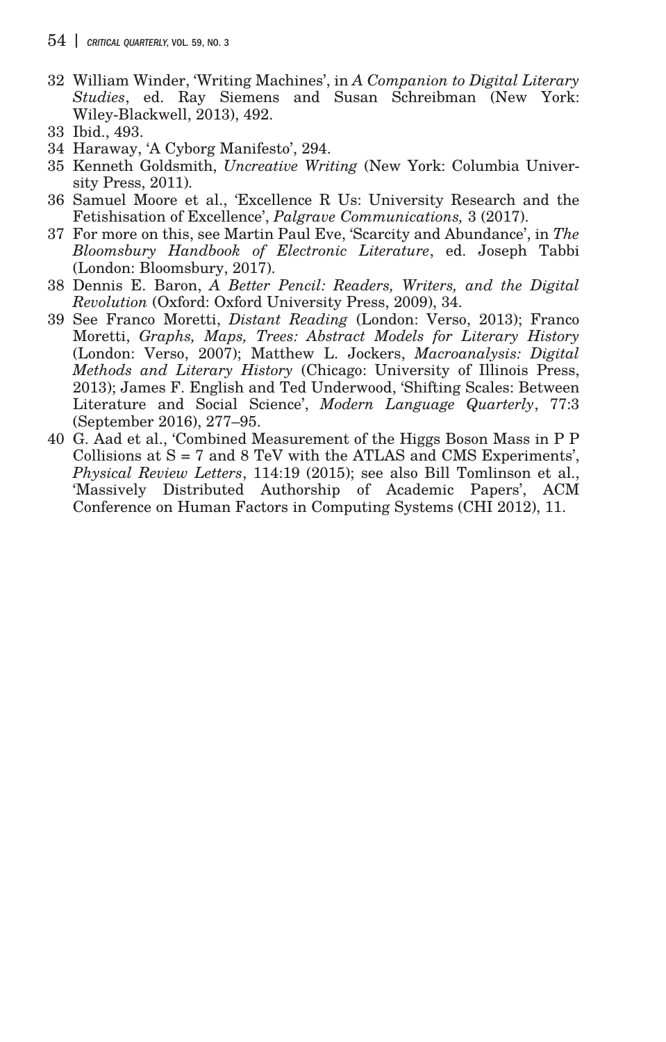32 William Winder, 'Writing Machines', in *A Companion to Digital Literary Studies*, ed. Ray Siemens and Susan Schreibman (New York: Wiley-Blackwell, 2013), 492.

33 Ibid., 493.

34 Haraway, 'A Cyborg Manifesto', 294.

35 Kenneth Goldsmith, *Uncreative Writing* (New York: Columbia University Press, 2011).

36 Samuel Moore et al., 'Excellence R Us: University Research and the Fetishisation of Excellence', *Palgrave Communications,* 3 (2017).

37 For more on this, see Martin Paul Eve, 'Scarcity and Abundance', in *The Bloomsbury Handbook of Electronic Literature*, ed. Joseph Tabbi (London: Bloomsbury, 2017).

38 Dennis E. Baron, *A Better Pencil: Readers, Writers, and the Digital Revolution* (Oxford: Oxford University Press, 2009), 34.

39 See Franco Moretti, *Distant Reading* (London: Verso, 2013); Franco Moretti, *Graphs, Maps, Trees: Abstract Models for Literary History* (London: Verso, 2007); Matthew L. Jockers, *Macroanalysis: Digital Methods and Literary History* (Chicago: University of Illinois Press, 2013); James F. English and Ted Underwood, 'Shifting Scales: Between Literature and Social Science', *Modern Language Quarterly*, 77:3 (September 2016), 277–95.

40 G. Aad et al., 'Combined Measurement of the Higgs Boson Mass in P P Collisions at S = 7 and 8 TeV with the ATLAS and CMS Experiments', *Physical Review Letters*, 114:19 (2015); see also Bill Tomlinson et al., 'Massively Distributed Authorship of Academic Papers', ACM Conference on Human Factors in Computing Systems (CHI 2012), 11.